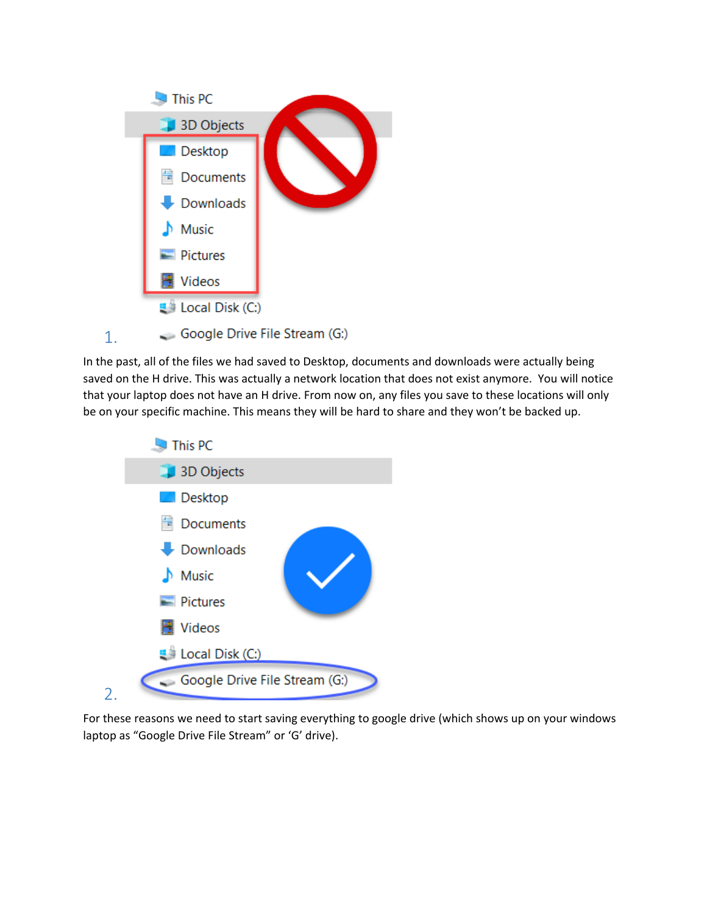1.

In the past, all of the files we had saved to Desktop, documents and downloads were actually being saved on the H drive. This was actually a network location that does not exist anymore. You will notice that your laptop does not have an H drive. From now on, any files you save to these locations will only be on your specific machine. This means they will be hard to share and they won't be backed up.

2.

For these reasons we need to start saving everything to google drive (which shows up on your windows laptop as "Google Drive File Stream" or 'G' drive).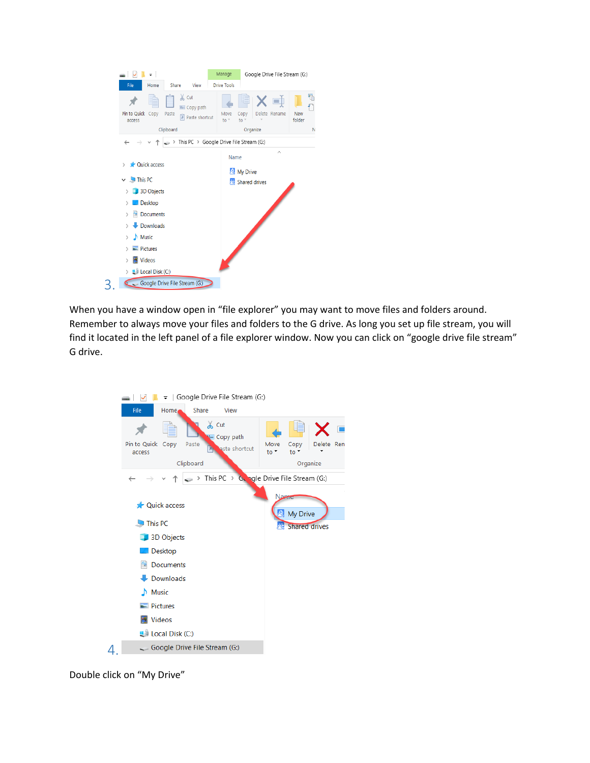3.

When you have a window open in "file explorer" you may want to move files and folders around. Remember to always move your files and folders to the G drive. As long you set up file stream, you will find it located in the left panel of a file explorer window. Now you can click on "google drive file stream" G drive.

4.

Double click on "My Drive"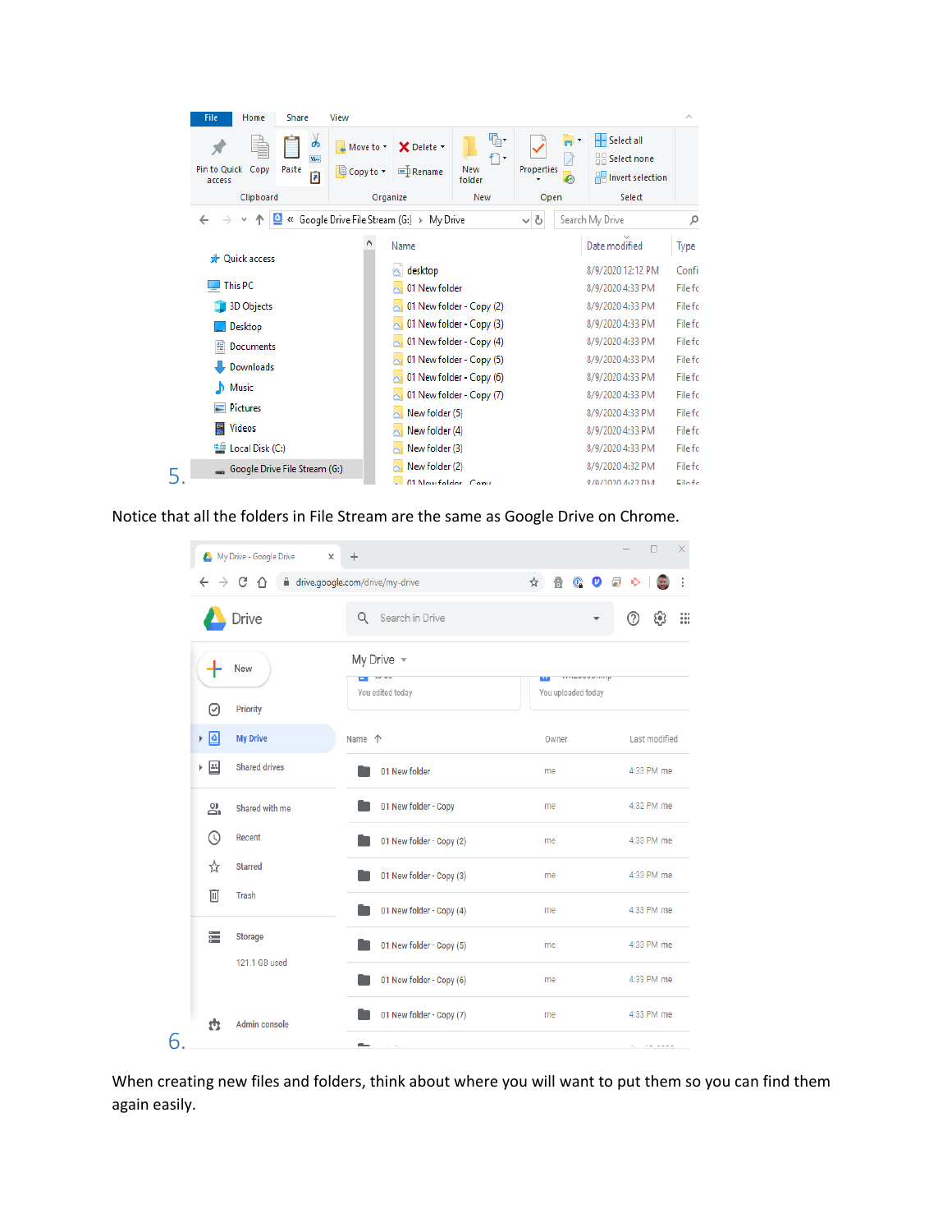5.

Notice that all the folders in File Stream are the same as Google Drive on Chrome.

6.

When creating new files and folders, think about where you will want to put them so you can find them again easily.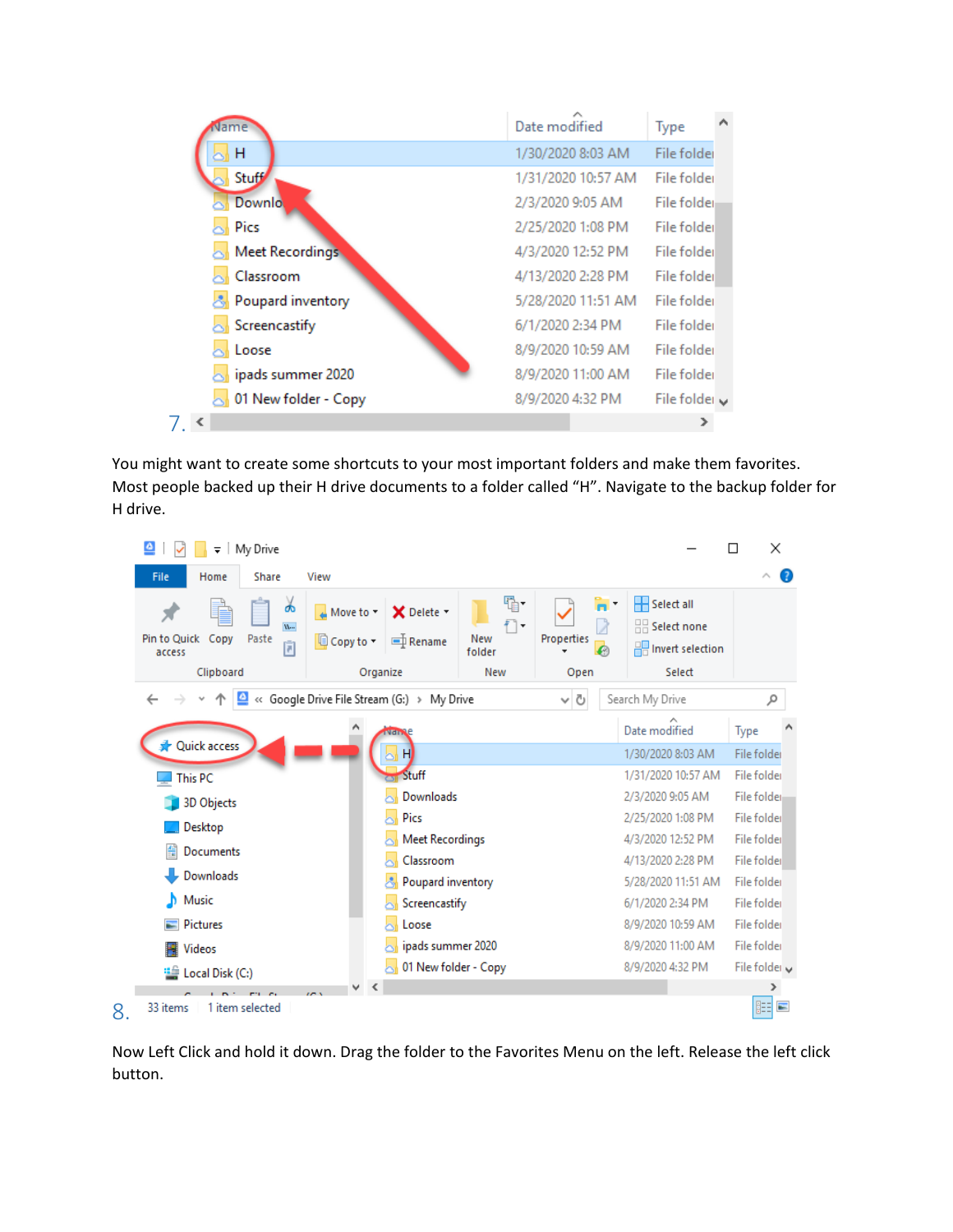7.

You might want to create some shortcuts to your most important folders and make them favorites. Most people backed up their H drive documents to a folder called "H". Navigate to the backup folder for H drive.

8.

Now Left Click and hold it down. Drag the folder to the Favorites Menu on the left. Release the left click button.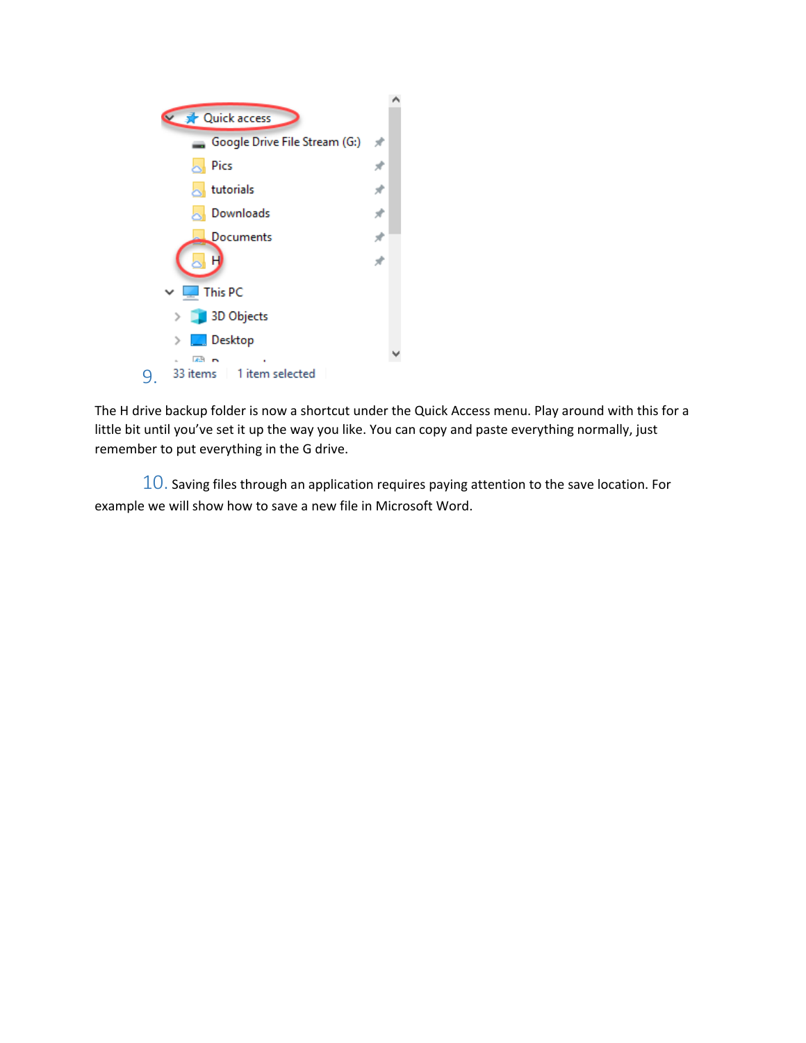9.

The H drive backup folder is now a shortcut under the Quick Access menu. Play around with this for a little bit until you've set it up the way you like. You can copy and paste everything normally, just remember to put everything in the G drive.

10. Saving files through an application requires paying attention to the save location. For example we will show how to save a new file in Microsoft Word.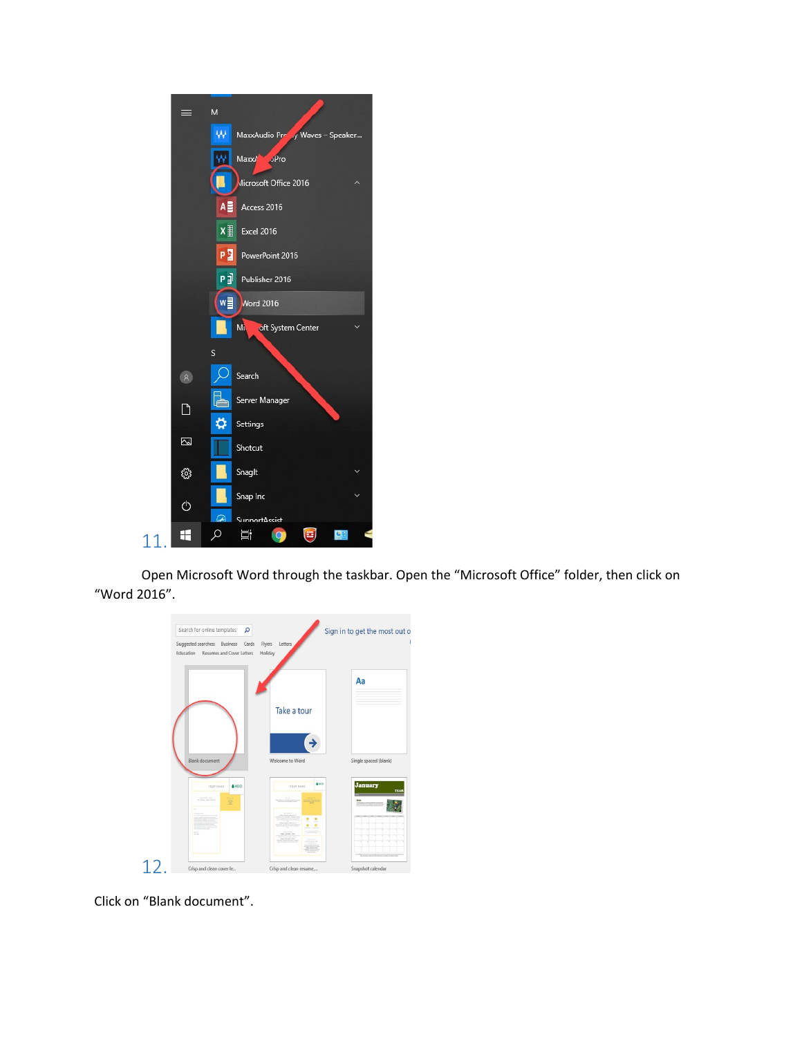11.

Open Microsoft Word through the taskbar. Open the “Microsoft Office” folder, then click on “Word 2016”.

12.

Click on “Blank document”.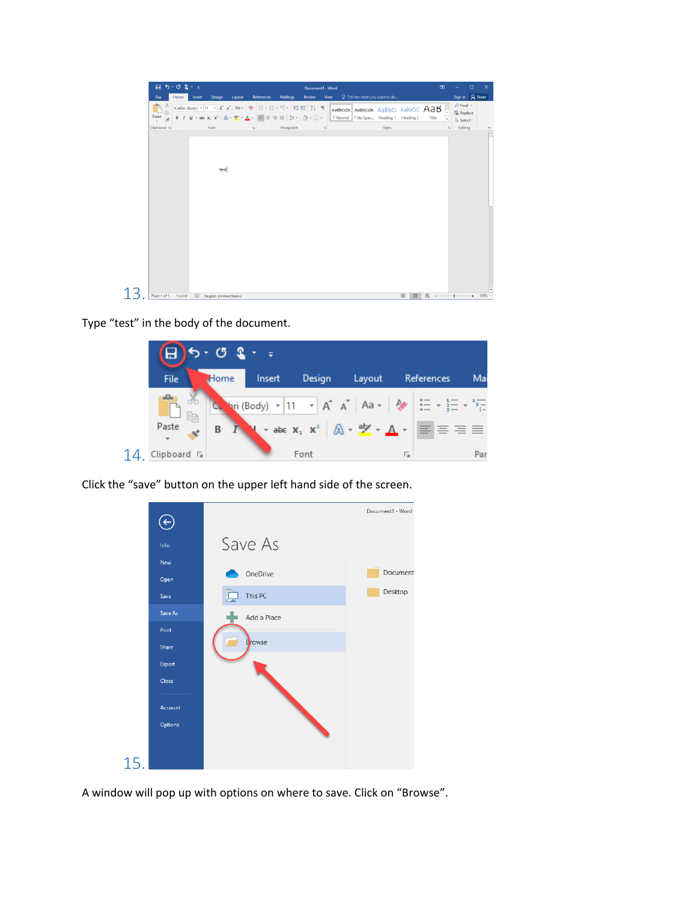13.

Type “test” in the body of the document.

14.

Click the “save” button on the upper left hand side of the screen.

15.

A window will pop up with options on where to save. Click on “Browse”.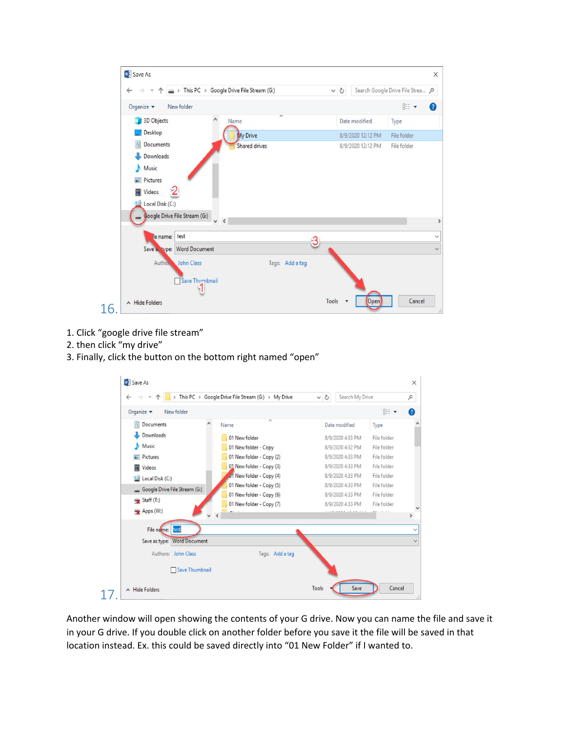16.

1. Click "google drive file stream"
2. then click "my drive"
3. Finally, click the button on the bottom right named "open"

17.

Another window will open showing the contents of your G drive. Now you can name the file and save it in your G drive. If you double click on another folder before you save it the file will be saved in that location instead. Ex. this could be saved directly into "01 New Folder" if I wanted to.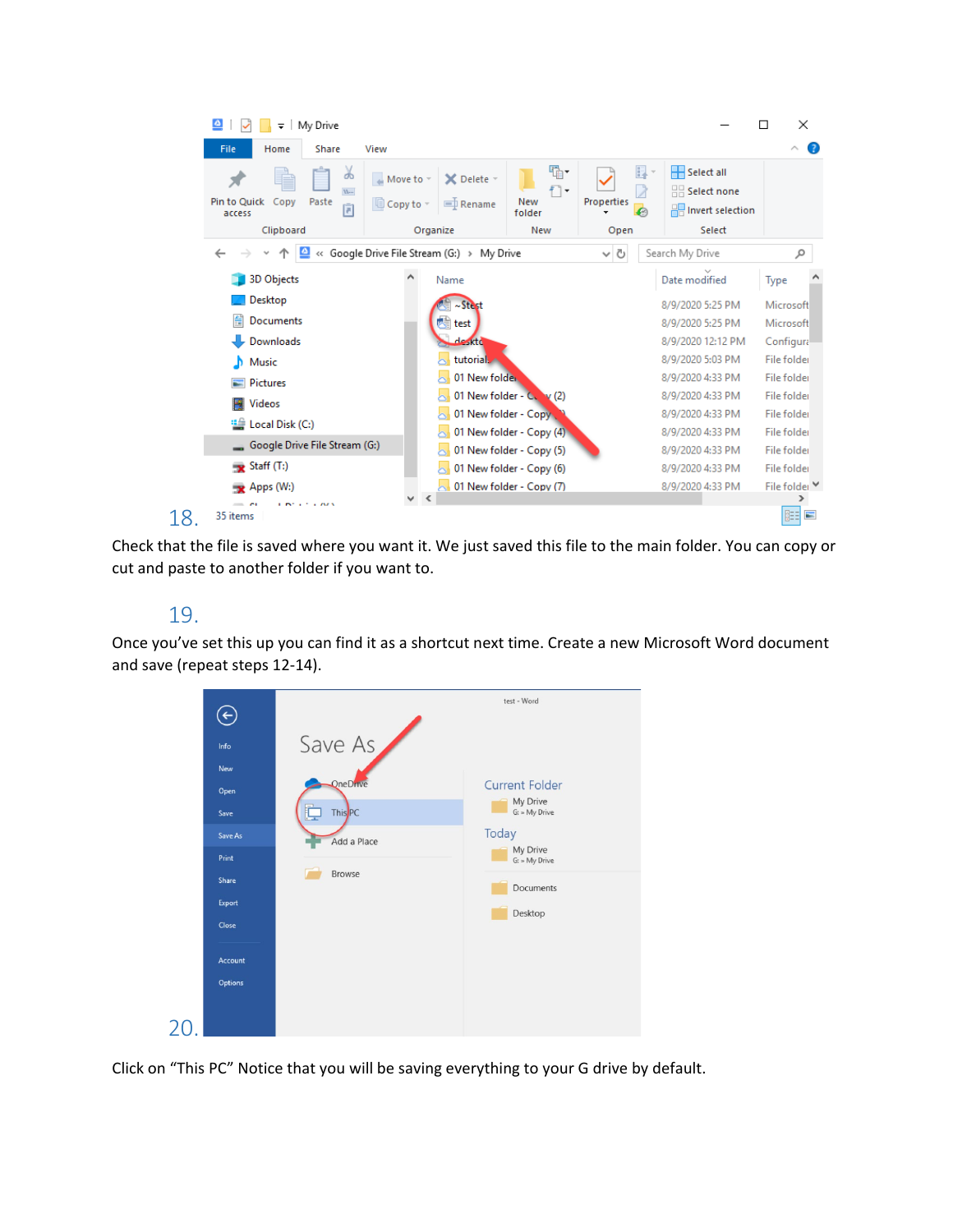18.

Check that the file is saved where you want it. We just saved this file to the main folder. You can copy or cut and paste to another folder if you want to.

19.

Once you've set this up you can find it as a shortcut next time. Create a new Microsoft Word document and save (repeat steps 12-14).

20.

Click on "This PC" Notice that you will be saving everything to your G drive by default.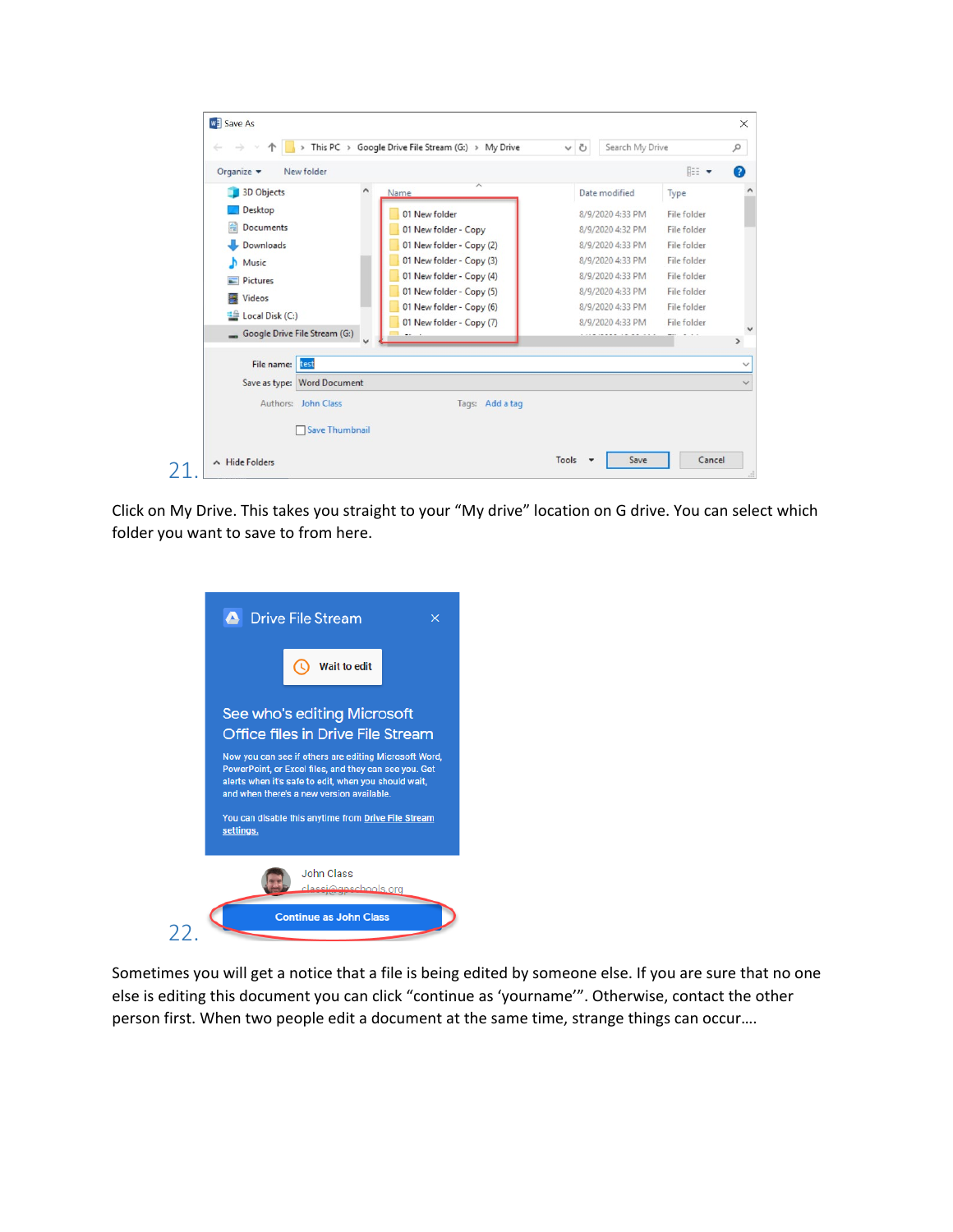21.

Click on My Drive. This takes you straight to your “My drive” location on G drive. You can select which folder you want to save to from here.

22.

Sometimes you will get a notice that a file is being edited by someone else. If you are sure that no one else is editing this document you can click “continue as ‘yourname’”. Otherwise, contact the other person first. When two people edit a document at the same time, strange things can occur….